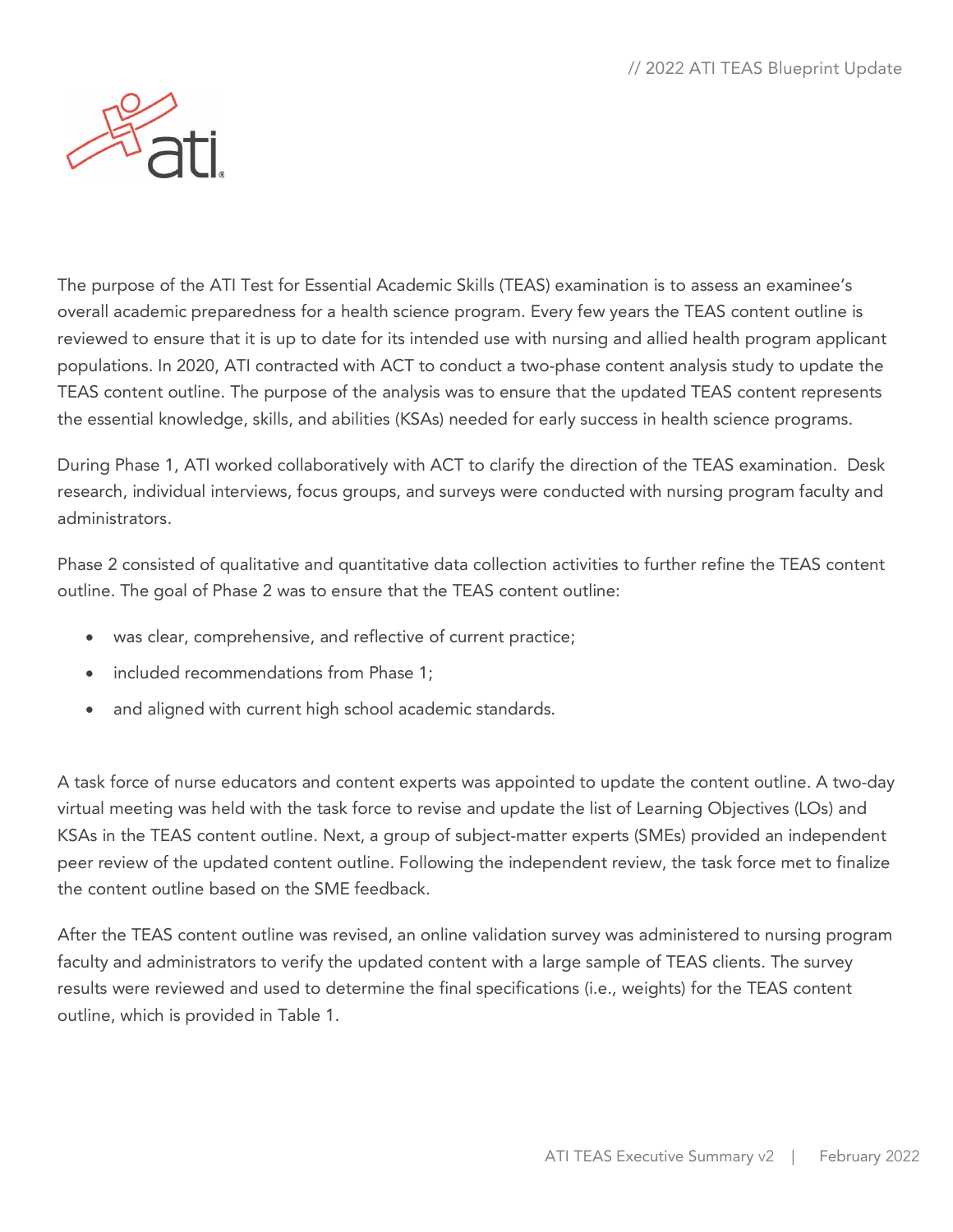The purpose of the ATI Test for Essential Academic Skills (TEAS) examination is to assess an examinee's overall academic preparedness for a health science program. Every few years the TEAS content outline is reviewed to ensure that it is up to date for its intended use with nursing and allied health program applicant populations. In 2020, ATI contracted with ACT to conduct a two-phase content analysis study to update the TEAS content outline. The purpose of the analysis was to ensure that the updated TEAS content represents the essential knowledge, skills, and abilities (KSAs) needed for early success in health science programs.

During Phase 1, ATI worked collaboratively with ACT to clarify the direction of the TEAS examination. Desk research, individual interviews, focus groups, and surveys were conducted with nursing program faculty and administrators.

Phase 2 consisted of qualitative and quantitative data collection activities to further refine the TEAS content outline. The goal of Phase 2 was to ensure that the TEAS content outline:

- was clear, comprehensive, and reflective of current practice;
- included recommendations from Phase 1;
- and aligned with current high school academic standards.

A task force of nurse educators and content experts was appointed to update the content outline. A two-day virtual meeting was held with the task force to revise and update the list of Learning Objectives (LOs) and KSAs in the TEAS content outline. Next, a group of subject-matter experts (SMEs) provided an independent peer review of the updated content outline. Following the independent review, the task force met to finalize the content outline based on the SME feedback.

After the TEAS content outline was revised, an online validation survey was administered to nursing program faculty and administrators to verify the updated content with a large sample of TEAS clients. The survey results were reviewed and used to determine the final specifications (i.e., weights) for the TEAS content outline, which is provided in Table 1.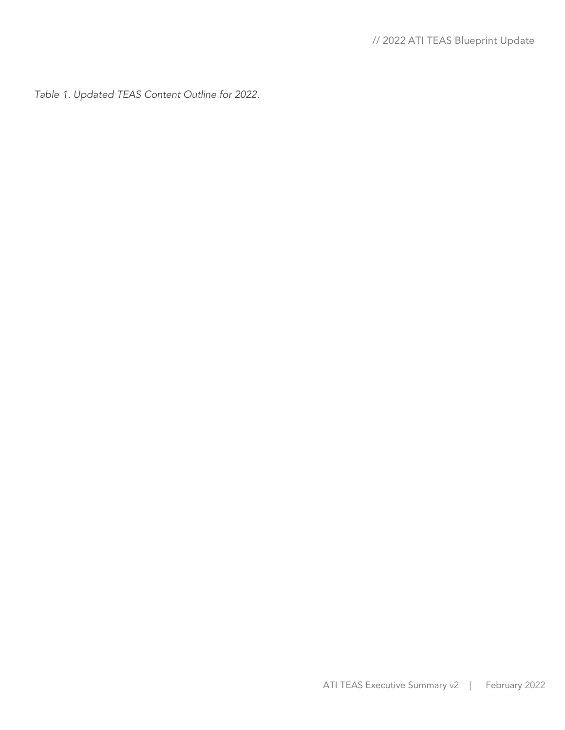*Table 1. Updated TEAS Content Outline for 2022.*